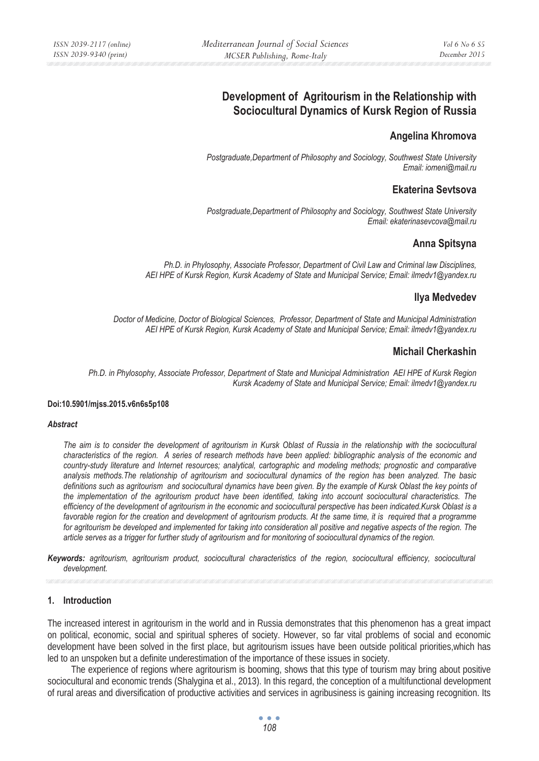# Development of Agritourism in the Relationship with Sociocultural Dynamics of Kursk Region of Russia

## Angelina Khromova

*Postgraduate,Department of Philosophy and Sociology, Southwest State University*
*Email: iomeni@mail.ru*

## Ekaterina Sevtsova

*Postgraduate,Department of Philosophy and Sociology, Southwest State University*
*Email: ekaterinasevcova@mail.ru*

## Anna Spitsyna

*Ph.D. in Phylosophy, Associate Professor, Department of Civil Law and Criminal law Disciplines,*
*AEI HPE of Kursk Region, Kursk Academy of State and Municipal Service; Email: ilmedv1@yandex.ru*

## Ilya Medvedev

*Doctor of Medicine, Doctor of Biological Sciences, Professor, Department of State and Municipal Administration*
*AEI HPE of Kursk Region, Kursk Academy of State and Municipal Service; Email: ilmedv1@yandex.ru*

## Michail Cherkashin

*Ph.D. in Phylosophy, Associate Professor, Department of State and Municipal Administration AEI HPE of Kursk Region*
*Kursk Academy of State and Municipal Service; Email: ilmedv1@yandex.ru*

**Doi:10.5901/mjss.2015.v6n6s5p108**

***Abstract***

*The aim is to consider the development of agritourism in Kursk Oblast of Russia in the relationship with the sociocultural characteristics of the region. A series of research methods have been applied: bibliographic analysis of the economic and country-study literature and Internet resources; analytical, cartographic and modeling methods; prognostic and comparative analysis methods.The relationship of agritourism and sociocultural dynamics of the region has been analyzed. The basic definitions such as agritourism and sociocultural dynamics have been given. By the example of Kursk Oblast the key points of the implementation of the agritourism product have been identified, taking into account sociocultural characteristics. The efficiency of the development of agritourism in the economic and sociocultural perspective has been indicated.Kursk Oblast is a favorable region for the creation and development of agritourism products. At the same time, it is required that a programme for agritourism be developed and implemented for taking into consideration all positive and negative aspects of the region. The article serves as a trigger for further study of agritourism and for monitoring of sociocultural dynamics of the region.*

***Keywords:*** *agritourism, agritourism product, sociocultural characteristics of the region, sociocultural efficiency, sociocultural development.*

### 1. Introduction

The increased interest in agritourism in the world and in Russia demonstrates that this phenomenon has a great impact on political, economic, social and spiritual spheres of society. However, so far vital problems of social and economic development have been solved in the first place, but agritourism issues have been outside political priorities,which has led to an unspoken but a definite underestimation of the importance of these issues in society.

The experience of regions where agritourism is booming, shows that this type of tourism may bring about positive sociocultural and economic trends (Shalygina et al., 2013). In this regard, the conception of a multifunctional development of rural areas and diversification of productive activities and services in agribusiness is gaining increasing recognition. Its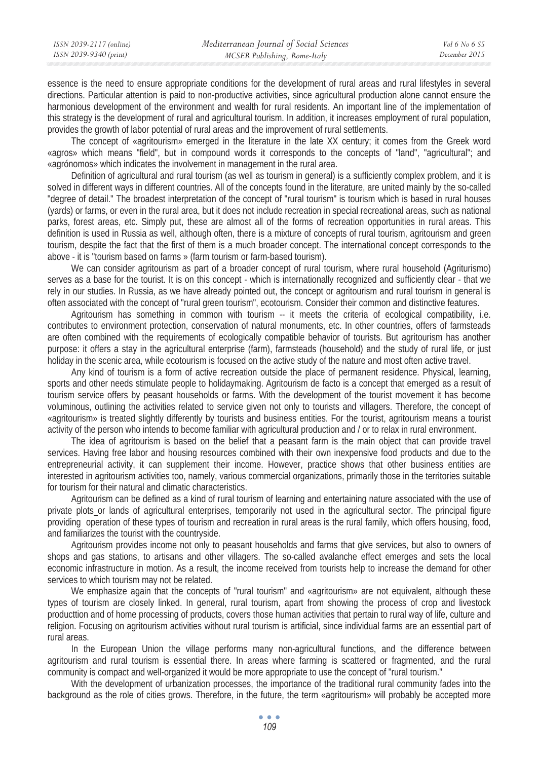essence is the need to ensure appropriate conditions for the development of rural areas and rural lifestyles in several directions. Particular attention is paid to non-productive activities, since agricultural production alone cannot ensure the harmonious development of the environment and wealth for rural residents. An important line of the implementation of this strategy is the development of rural and agricultural tourism. In addition, it increases employment of rural population, provides the growth of labor potential of rural areas and the improvement of rural settlements.

The concept of «agritourism» emerged in the literature in the late XX century; it comes from the Greek word «agros» which means "field", but in compound words it corresponds to the concepts of "land", "agricultural"; and «agrónomos» which indicates the involvement in management in the rural area.

Definition of agricultural and rural tourism (as well as tourism in general) is a sufficiently complex problem, and it is solved in different ways in different countries. All of the concepts found in the literature, are united mainly by the so-called "degree of detail." The broadest interpretation of the concept of "rural tourism" is tourism which is based in rural houses (yards) or farms, or even in the rural area, but it does not include recreation in special recreational areas, such as national parks, forest areas, etc. Simply put, these are almost all of the forms of recreation opportunities in rural areas. This definition is used in Russia as well, although often, there is a mixture of concepts of rural tourism, agritourism and green tourism, despite the fact that the first of them is a much broader concept. The international concept corresponds to the above - it is "tourism based on farms » (farm tourism or farm-based tourism).

We can consider agritourism as part of a broader concept of rural tourism, where rural household (Agriturismo) serves as a base for the tourist. It is on this concept - which is internationally recognized and sufficiently clear - that we rely in our studies. In Russia, as we have already pointed out, the concept or agritourism and rural tourism in general is often associated with the concept of "rural green tourism", ecotourism. Consider their common and distinctive features.

Agritourism has something in common with tourism -- it meets the criteria of ecological compatibility, i.e. contributes to environment protection, conservation of natural monuments, etc. In other countries, offers of farmsteads are often combined with the requirements of ecologically compatible behavior of tourists. But agritourism has another purpose: it offers a stay in the agricultural enterprise (farm), farmsteads (household) and the study of rural life, or just holiday in the scenic area, while ecotourism is focused on the active study of the nature and most often active travel.

Any kind of tourism is a form of active recreation outside the place of permanent residence. Physical, learning, sports and other needs stimulate people to holidaymaking. Agritourism de facto is a concept that emerged as a result of tourism service offers by peasant households or farms. With the development of the tourist movement it has become voluminous, outlining the activities related to service given not only to tourists and villagers. Therefore, the concept of «agritourism» is treated slightly differently by tourists and business entities. For the tourist, agritourism means a tourist activity of the person who intends to become familiar with agricultural production and / or to relax in rural environment.

The idea of agritourism is based on the belief that a peasant farm is the main object that can provide travel services. Having free labor and housing resources combined with their own inexpensive food products and due to the entrepreneurial activity, it can supplement their income. However, practice shows that other business entities are interested in agritourism activities too, namely, various commercial organizations, primarily those in the territories suitable for tourism for their natural and climatic characteristics.

Agritourism can be defined as a kind of rural tourism of learning and entertaining nature associated with the use of private plots or lands of agricultural enterprises, temporarily not used in the agricultural sector. The principal figure providing operation of these types of tourism and recreation in rural areas is the rural family, which offers housing, food, and familiarizes the tourist with the countryside.

Agritourism provides income not only to peasant households and farms that give services, but also to owners of shops and gas stations, to artisans and other villagers. The so-called avalanche effect emerges and sets the local economic infrastructure in motion. As a result, the income received from tourists help to increase the demand for other services to which tourism may not be related.

We emphasize again that the concepts of "rural tourism" and «agritourism» are not equivalent, although these types of tourism are closely linked. In general, rural tourism, apart from showing the process of crop and livestock producttion and of home processing of products, covers those human activities that pertain to rural way of life, culture and religion. Focusing on agritourism activities without rural tourism is artificial, since individual farms are an essential part of rural areas.

In the European Union the village performs many non-agricultural functions, and the difference between agritourism and rural tourism is essential there. In areas where farming is scattered or fragmented, and the rural community is compact and well-organized it would be more appropriate to use the concept of "rural tourism."

With the development of urbanization processes, the importance of the traditional rural community fades into the background as the role of cities grows. Therefore, in the future, the term «agritourism» will probably be accepted more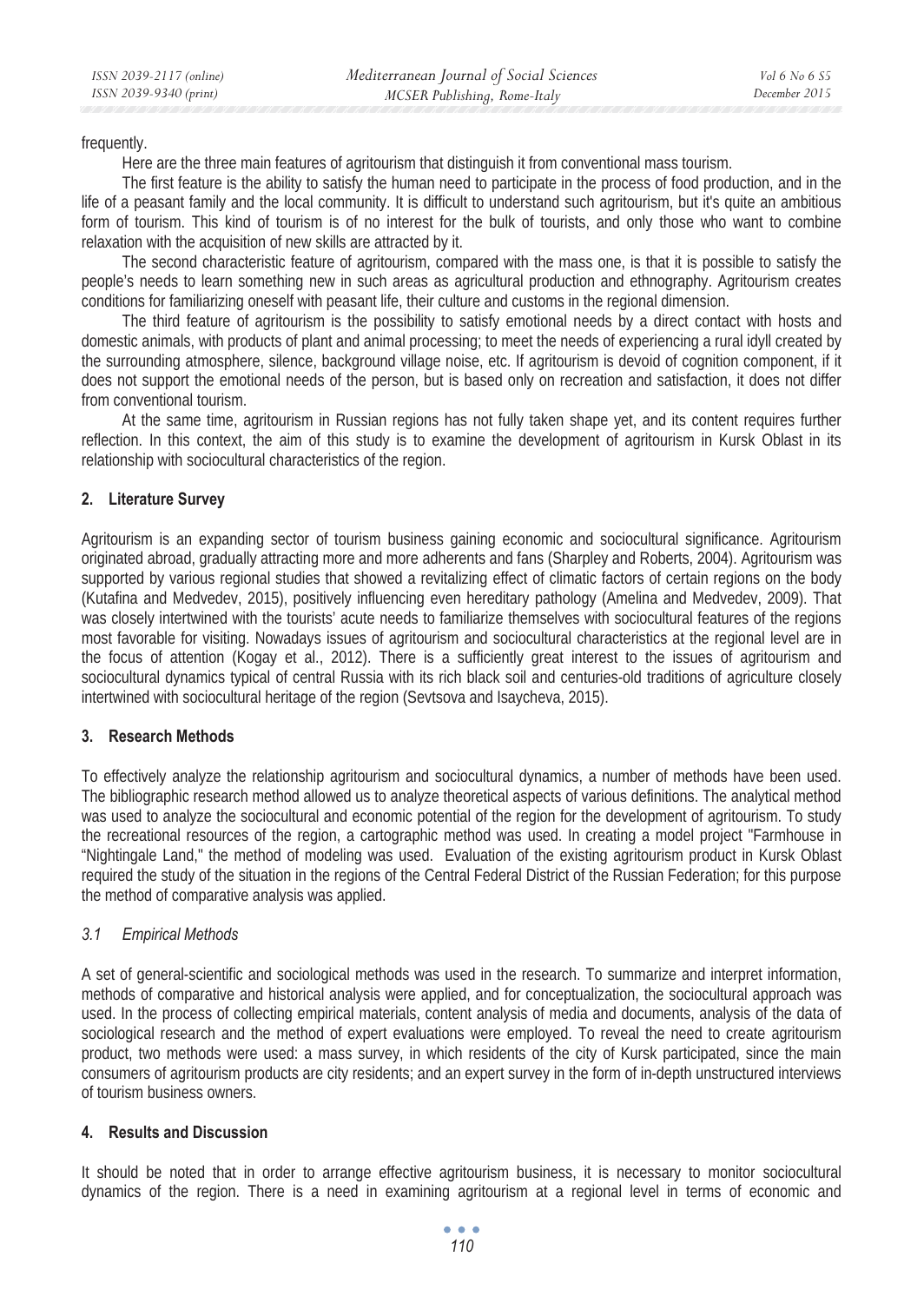frequently.

Here are the three main features of agritourism that distinguish it from conventional mass tourism.

The first feature is the ability to satisfy the human need to participate in the process of food production, and in the life of a peasant family and the local community. It is difficult to understand such agritourism, but it's quite an ambitious form of tourism. This kind of tourism is of no interest for the bulk of tourists, and only those who want to combine relaxation with the acquisition of new skills are attracted by it.

The second characteristic feature of agritourism, compared with the mass one, is that it is possible to satisfy the people's needs to learn something new in such areas as agricultural production and ethnography. Agritourism creates conditions for familiarizing oneself with peasant life, their culture and customs in the regional dimension.

The third feature of agritourism is the possibility to satisfy emotional needs by a direct contact with hosts and domestic animals, with products of plant and animal processing; to meet the needs of experiencing a rural idyll created by the surrounding atmosphere, silence, background village noise, etc. If agritourism is devoid of cognition component, if it does not support the emotional needs of the person, but is based only on recreation and satisfaction, it does not differ from conventional tourism.

At the same time, agritourism in Russian regions has not fully taken shape yet, and its content requires further reflection. In this context, the aim of this study is to examine the development of agritourism in Kursk Oblast in its relationship with sociocultural characteristics of the region.

## 2. Literature Survey

Agritourism is an expanding sector of tourism business gaining economic and sociocultural significance. Agritourism originated abroad, gradually attracting more and more adherents and fans (Sharpley and Roberts, 2004). Agritourism was supported by various regional studies that showed a revitalizing effect of climatic factors of certain regions on the body (Kutafina and Medvedev, 2015), positively influencing even hereditary pathology (Amelina and Medvedev, 2009). That was closely intertwined with the tourists' acute needs to familiarize themselves with sociocultural features of the regions most favorable for visiting. Nowadays issues of agritourism and sociocultural characteristics at the regional level are in the focus of attention (Kogay et al., 2012). There is a sufficiently great interest to the issues of agritourism and sociocultural dynamics typical of central Russia with its rich black soil and centuries-old traditions of agriculture closely intertwined with sociocultural heritage of the region (Sevtsova and Isaycheva, 2015).

## 3. Research Methods

To effectively analyze the relationship agritourism and sociocultural dynamics, a number of methods have been used. The bibliographic research method allowed us to analyze theoretical aspects of various definitions. The analytical method was used to analyze the sociocultural and economic potential of the region for the development of agritourism. To study the recreational resources of the region, a cartographic method was used. In creating a model project "Farmhouse in "Nightingale Land," the method of modeling was used. Evaluation of the existing agritourism product in Kursk Oblast required the study of the situation in the regions of the Central Federal District of the Russian Federation; for this purpose the method of comparative analysis was applied.

### *3.1 Empirical Methods*

A set of general-scientific and sociological methods was used in the research. To summarize and interpret information, methods of comparative and historical analysis were applied, and for conceptualization, the sociocultural approach was used. In the process of collecting empirical materials, content analysis of media and documents, analysis of the data of sociological research and the method of expert evaluations were employed. To reveal the need to create agritourism product, two methods were used: a mass survey, in which residents of the city of Kursk participated, since the main consumers of agritourism products are city residents; and an expert survey in the form of in-depth unstructured interviews of tourism business owners.

## 4. Results and Discussion

It should be noted that in order to arrange effective agritourism business, it is necessary to monitor sociocultural dynamics of the region. There is a need in examining agritourism at a regional level in terms of economic and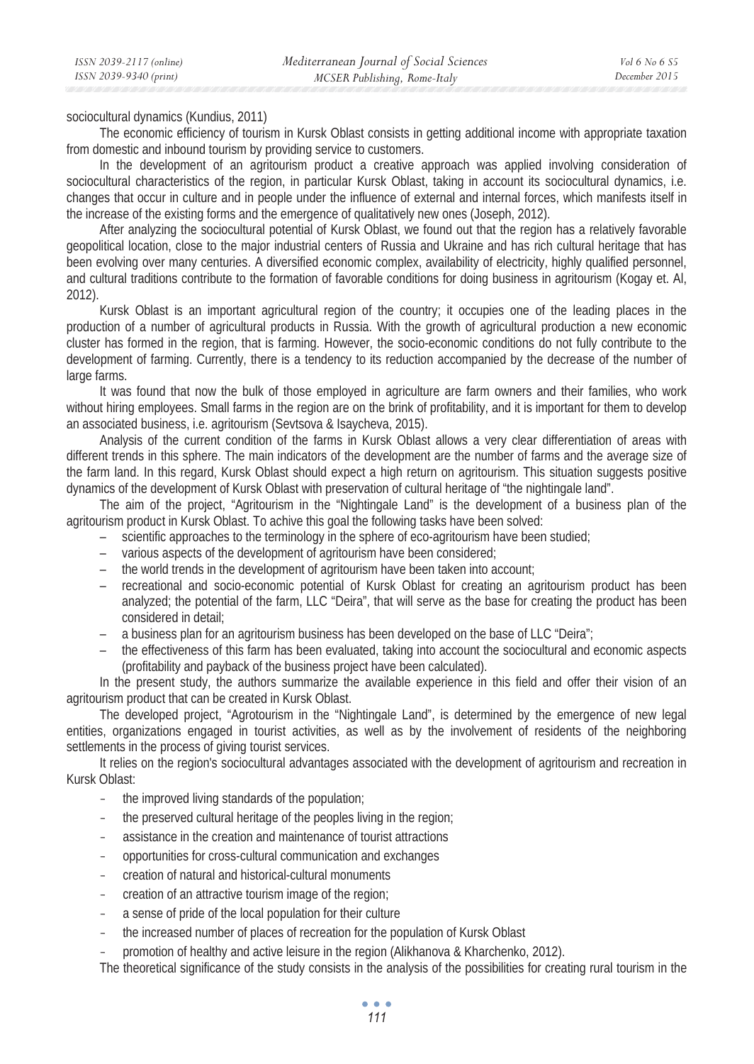sociocultural dynamics (Kundius, 2011)

The economic efficiency of tourism in Kursk Oblast consists in getting additional income with appropriate taxation from domestic and inbound tourism by providing service to customers.

In the development of an agritourism product a creative approach was applied involving consideration of sociocultural characteristics of the region, in particular Kursk Oblast, taking in account its sociocultural dynamics, i.e. changes that occur in culture and in people under the influence of external and internal forces, which manifests itself in the increase of the existing forms and the emergence of qualitatively new ones (Joseph, 2012).

After analyzing the sociocultural potential of Kursk Oblast, we found out that the region has a relatively favorable geopolitical location, close to the major industrial centers of Russia and Ukraine and has rich cultural heritage that has been evolving over many centuries. A diversified economic complex, availability of electricity, highly qualified personnel, and cultural traditions contribute to the formation of favorable conditions for doing business in agritourism (Kogay et. Al, 2012).

Kursk Oblast is an important agricultural region of the country; it occupies one of the leading places in the production of a number of agricultural products in Russia. With the growth of agricultural production a new economic cluster has formed in the region, that is farming. However, the socio-economic conditions do not fully contribute to the development of farming. Currently, there is a tendency to its reduction accompanied by the decrease of the number of large farms.

It was found that now the bulk of those employed in agriculture are farm owners and their families, who work without hiring employees. Small farms in the region are on the brink of profitability, and it is important for them to develop an associated business, i.e. agritourism (Sevtsova & Isaycheva, 2015).

Analysis of the current condition of the farms in Kursk Oblast allows a very clear differentiation of areas with different trends in this sphere. The main indicators of the development are the number of farms and the average size of the farm land. In this regard, Kursk Oblast should expect a high return on agritourism. This situation suggests positive dynamics of the development of Kursk Oblast with preservation of cultural heritage of "the nightingale land".

The aim of the project, "Agritourism in the "Nightingale Land" is the development of a business plan of the agritourism product in Kursk Oblast. To achive this goal the following tasks have been solved:

- scientific approaches to the terminology in the sphere of eco-agritourism have been studied;
- various aspects of the development of agritourism have been considered;
- the world trends in the development of agritourism have been taken into account;
- recreational and socio-economic potential of Kursk Oblast for creating an agritourism product has been analyzed; the potential of the farm, LLC "Deira", that will serve as the base for creating the product has been considered in detail;
- a business plan for an agritourism business has been developed on the base of LLC "Deira";
- the effectiveness of this farm has been evaluated, taking into account the sociocultural and economic aspects (profitability and payback of the business project have been calculated).

In the present study, the authors summarize the available experience in this field and offer their vision of an agritourism product that can be created in Kursk Oblast.

The developed project, "Agrotourism in the "Nightingale Land", is determined by the emergence of new legal entities, organizations engaged in tourist activities, as well as by the involvement of residents of the neighboring settlements in the process of giving tourist services.

It relies on the region's sociocultural advantages associated with the development of agritourism and recreation in Kursk Oblast:

- the improved living standards of the population;
- the preserved cultural heritage of the peoples living in the region;
- assistance in the creation and maintenance of tourist attractions
- opportunities for cross-cultural communication and exchanges
- creation of natural and historical-cultural monuments
- creation of an attractive tourism image of the region;
- a sense of pride of the local population for their culture
- the increased number of places of recreation for the population of Kursk Oblast
- promotion of healthy and active leisure in the region (Alikhanova & Kharchenko, 2012).

The theoretical significance of the study consists in the analysis of the possibilities for creating rural tourism in the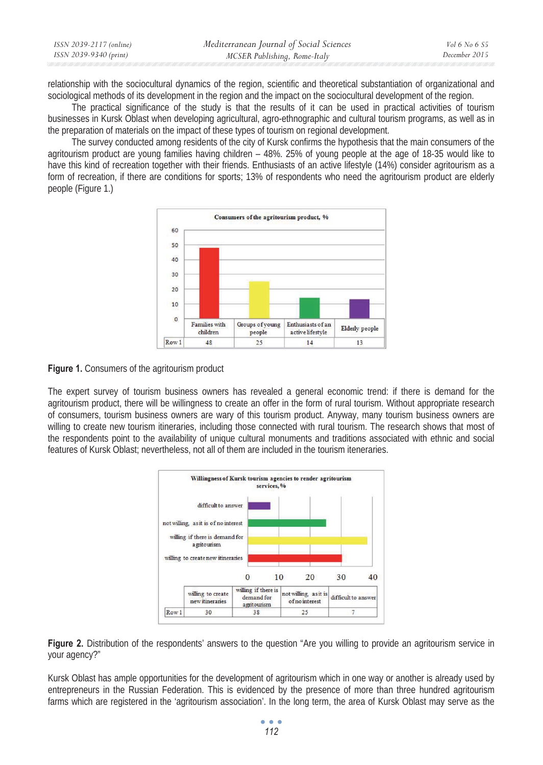relationship with the sociocultural dynamics of the region, scientific and theoretical substantiation of organizational and sociological methods of its development in the region and the impact on the sociocultural development of the region.

The practical significance of the study is that the results of it can be used in practical activities of tourism businesses in Kursk Oblast when developing agricultural, agro-ethnographic and cultural tourism programs, as well as in the preparation of materials on the impact of these types of tourism on regional development.

The survey conducted among residents of the city of Kursk confirms the hypothesis that the main consumers of the agritourism product are young families having children – 48%. 25% of young people at the age of 18-35 would like to have this kind of recreation together with their friends. Enthusiasts of an active lifestyle (14%) consider agritourism as a form of recreation, if there are conditions for sports; 13% of respondents who need the agritourism product are elderly people (Figure 1.)

Consumers of the agritourism product, %

| | Families with children | Groups of young people | Enthusiasts of an active lifestyle | Elderly people |
|---|---|---|---|---|
| Row 1 | 48 | 25 | 14 | 13 |

**Figure 1.** Consumers of the agritourism product

The expert survey of tourism business owners has revealed a general economic trend: if there is demand for the agritourism product, there will be willingness to create an offer in the form of rural tourism. Without appropriate research of consumers, tourism business owners are wary of this tourism product. Anyway, many tourism business owners are willing to create new tourism itineraries, including those connected with rural tourism. The research shows that most of the respondents point to the availability of unique cultural monuments and traditions associated with ethnic and social features of Kursk Oblast; nevertheless, not all of them are included in the tourism iteneraries.

Willingness of Kursk tourism agencies to render agritourism services, %

| | willing to create new itineraries | willing if there is demand for agritourism | not willing, as it is of no interest | difficult to answer |
|---|---|---|---|---|
| Row 1 | 30 | 38 | 25 | 7 |

**Figure 2.** Distribution of the respondents' answers to the question "Are you willing to provide an agritourism service in your agency?"

Kursk Oblast has ample opportunities for the development of agritourism which in one way or another is already used by entrepreneurs in the Russian Federation. This is evidenced by the presence of more than three hundred agritourism farms which are registered in the 'agritourism association'. In the long term, the area of Kursk Oblast may serve as the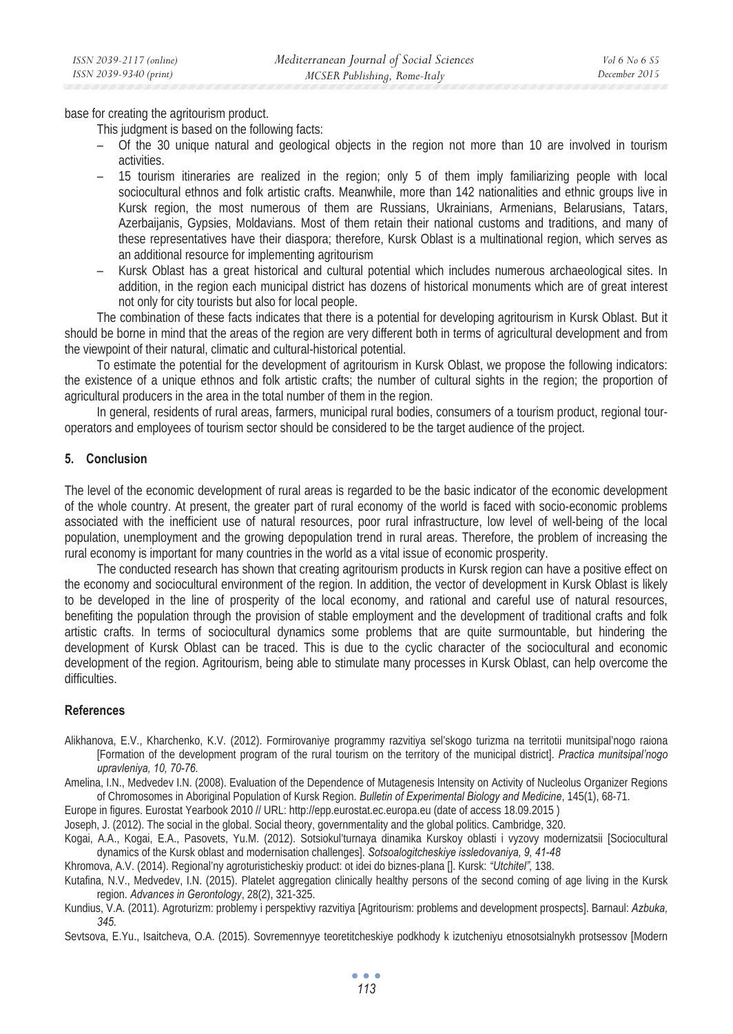base for creating the agritourism product.

This judgment is based on the following facts:

- Of the 30 unique natural and geological objects in the region not more than 10 are involved in tourism activities.
- 15 tourism itineraries are realized in the region; only 5 of them imply familiarizing people with local sociocultural ethnos and folk artistic crafts. Meanwhile, more than 142 nationalities and ethnic groups live in Kursk region, the most numerous of them are Russians, Ukrainians, Armenians, Belarusians, Tatars, Azerbaijanis, Gypsies, Moldavians. Most of them retain their national customs and traditions, and many of these representatives have their diaspora; therefore, Kursk Oblast is a multinational region, which serves as an additional resource for implementing agritourism
- Kursk Oblast has a great historical and cultural potential which includes numerous archaeological sites. In addition, in the region each municipal district has dozens of historical monuments which are of great interest not only for city tourists but also for local people.

The combination of these facts indicates that there is a potential for developing agritourism in Kursk Oblast. But it should be borne in mind that the areas of the region are very different both in terms of agricultural development and from the viewpoint of their natural, climatic and cultural-historical potential.

To estimate the potential for the development of agritourism in Kursk Oblast, we propose the following indicators: the existence of a unique ethnos and folk artistic crafts; the number of cultural sights in the region; the proportion of agricultural producers in the area in the total number of them in the region.

In general, residents of rural areas, farmers, municipal rural bodies, consumers of a tourism product, regional tour-operators and employees of tourism sector should be considered to be the target audience of the project.

## 5. Conclusion

The level of the economic development of rural areas is regarded to be the basic indicator of the economic development of the whole country. At present, the greater part of rural economy of the world is faced with socio-economic problems associated with the inefficient use of natural resources, poor rural infrastructure, low level of well-being of the local population, unemployment and the growing depopulation trend in rural areas. Therefore, the problem of increasing the rural economy is important for many countries in the world as a vital issue of economic prosperity.

The conducted research has shown that creating agritourism products in Kursk region can have a positive effect on the economy and sociocultural environment of the region. In addition, the vector of development in Kursk Oblast is likely to be developed in the line of prosperity of the local economy, and rational and careful use of natural resources, benefiting the population through the provision of stable employment and the development of traditional crafts and folk artistic crafts. In terms of sociocultural dynamics some problems that are quite surmountable, but hindering the development of Kursk Oblast can be traced. This is due to the cyclic character of the sociocultural and economic development of the region. Agritourism, being able to stimulate many processes in Kursk Oblast, can help overcome the difficulties.

## References

Alikhanova, E.V., Kharchenko, K.V. (2012). Formirovaniye programmy razvitiya sel'skogo turizma na territotii munitsipal'nogo raiona [Formation of the development program of the rural tourism on the territory of the municipal district]. *Practica munitsipal'nogo upravleniya, 10, 70-76.*

Amelina, I.N., Medvedev I.N. (2008). Evaluation of the Dependence of Mutagenesis Intensity on Activity of Nucleolus Organizer Regions of Chromosomes in Aboriginal Population of Kursk Region. *Bulletin of Experimental Biology and Medicine*, 145(1), 68-71.

Europe in figures. Eurostat Yearbook 2010 // URL: http://epp.eurostat.ec.europa.eu (date of access 18.09.2015 )

Joseph, J. (2012). The social in the global. Social theory, governmentality and the global politics. Cambridge, 320.

Kogai, A.A., Kogai, E.A., Pasovets, Yu.M. (2012). Sotsiokul'turnaya dinamika Kurskoy oblasti i vyzovy modernizatsii [Sociocultural dynamics of the Kursk oblast and modernisation challenges]. *Sotsoalogitcheskiye issledovaniya, 9, 41-48*

Khromova, A.V. (2014). Regional'ny agroturisticheskiy product: ot idei do biznes-plana []. Kursk: *"Utchitel",* 138.

Kutafina, N.V., Medvedev, I.N. (2015). Platelet aggregation clinically healthy persons of the second coming of age living in the Kursk region. *Advances in Gerontology*, 28(2), 321-325.

Kundius, V.A. (2011). Agroturizm: problemy i perspektivy razvitiya [Agritourism: problems and development prospects]. Barnaul: *Azbuka, 345.*

Sevtsova, E.Yu., Isaitcheva, O.A. (2015). Sovremennyye teoretitcheskiye podkhody k izutcheniyu etnosotsialnykh protsessov [Modern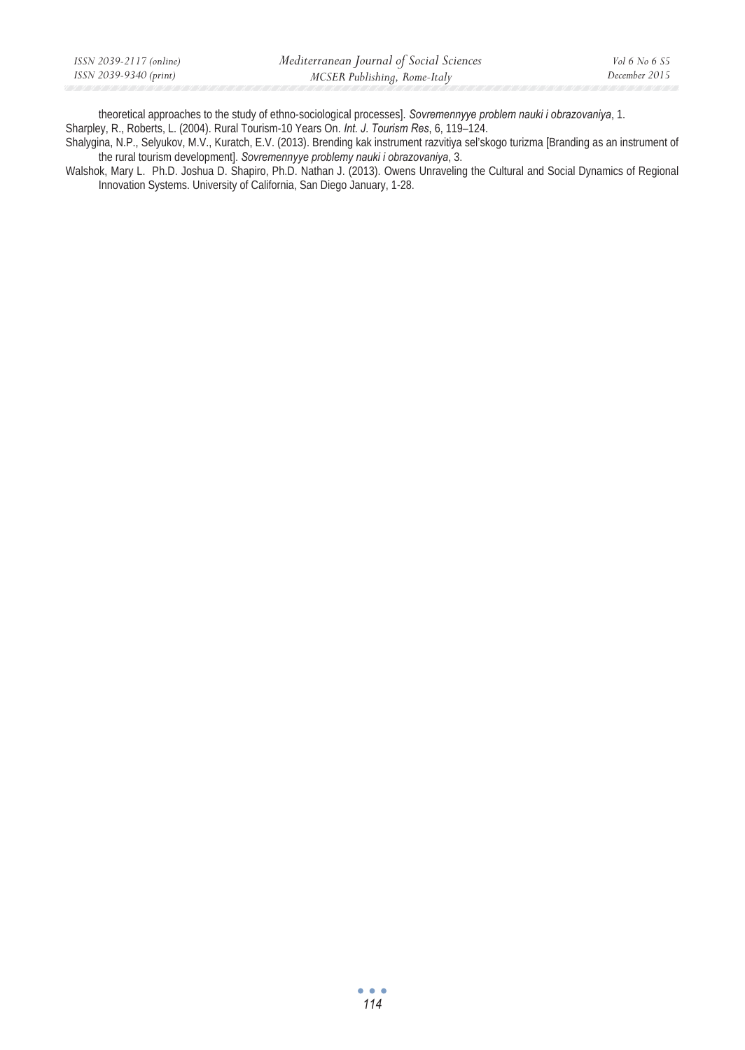theoretical approaches to the study of ethno-sociological processes]. *Sovremennyye problem nauki i obrazovaniya*, 1.

Sharpley, R., Roberts, L. (2004). Rural Tourism-10 Years On. *Int. J. Tourism Res*, 6, 119–124.

Shalygina, N.P., Selyukov, M.V., Kuratch, E.V. (2013). Brending kak instrument razvitiya sel'skogo turizma [Branding as an instrument of the rural tourism development]. *Sovremennyye problemy nauki i obrazovaniya*, 3.

Walshok, Mary L. Ph.D. Joshua D. Shapiro, Ph.D. Nathan J. (2013). Owens Unraveling the Cultural and Social Dynamics of Regional Innovation Systems. University of California, San Diego January, 1-28.